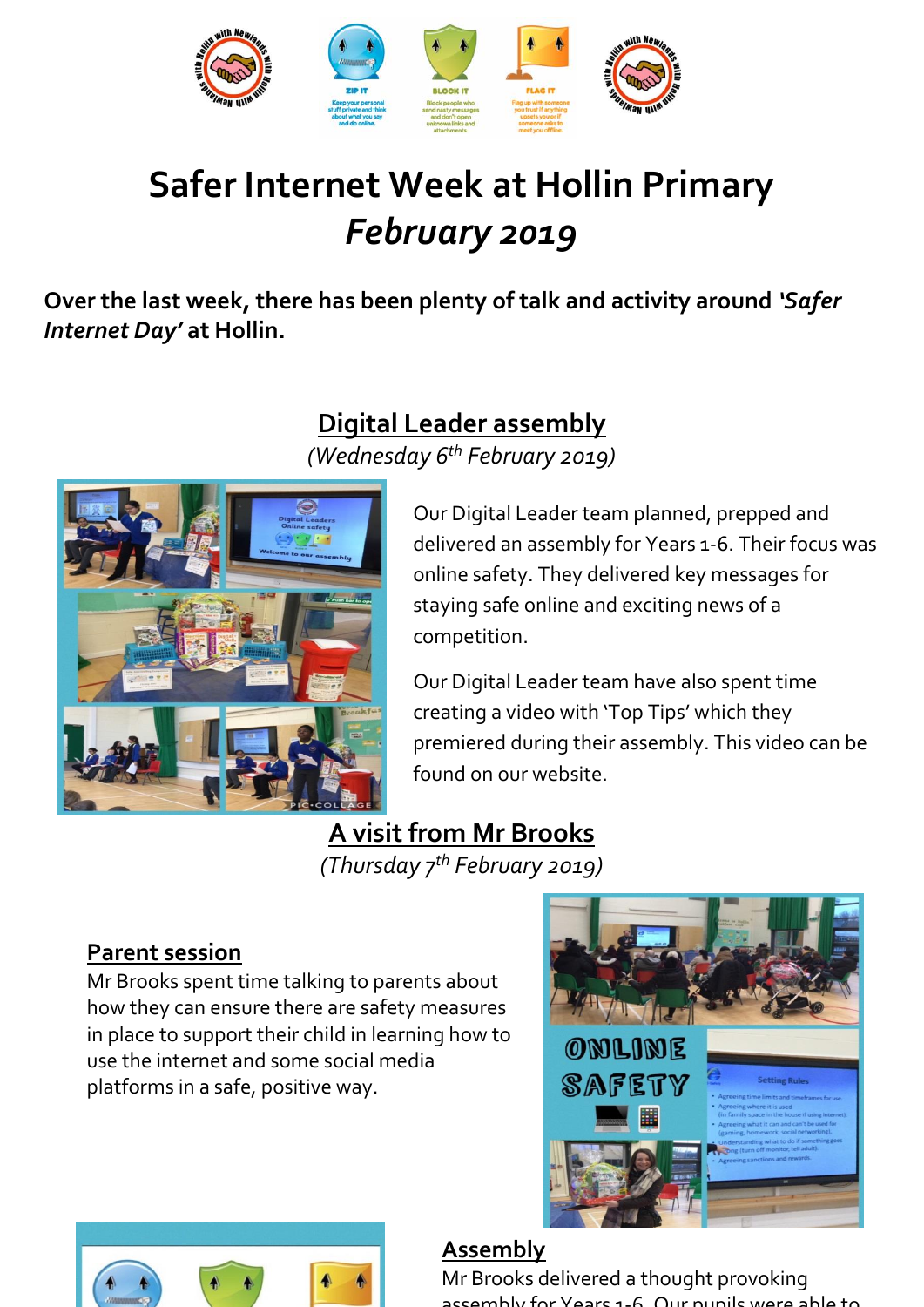# Safer Internet Week at Hollin Primary

## *February 2019*

**Over the last week, there has been plenty of talk and activity around *'Safer Internet Day'* at Hollin.**

## Digital Leader assembly

*(Wednesday 6th February 2019)*

Our Digital Leader team planned, prepped and delivered an assembly for Years 1-6. Their focus was online safety. They delivered key messages for staying safe online and exciting news of a competition.

Our Digital Leader team have also spent time creating a video with 'Top Tips' which they premiered during their assembly. This video can be found on our website.

## A visit from Mr Brooks

*(Thursday 7th February 2019)*

### Parent session

Mr Brooks spent time talking to parents about how they can ensure there are safety measures in place to support their child in learning how to use the internet and some social media platforms in a safe, positive way.

### Assembly

Mr Brooks delivered a thought provoking assembly for Years 1-6. Our pupils were able to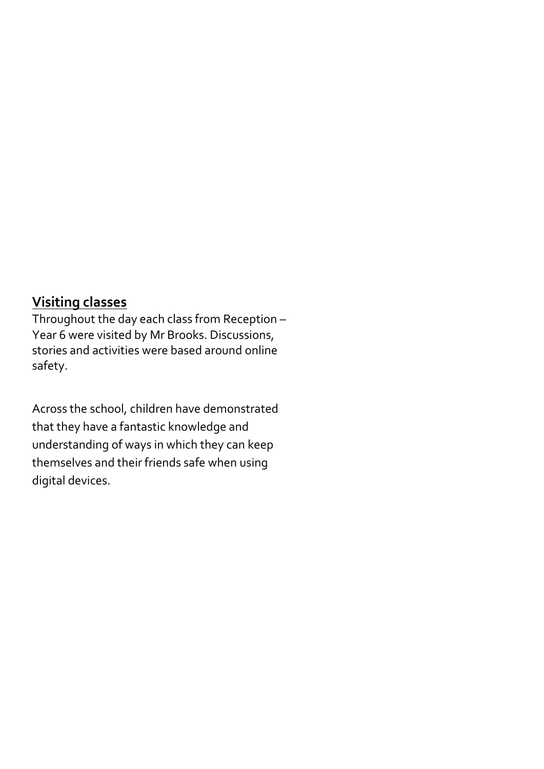## Visiting classes

Throughout the day each class from Reception – Year 6 were visited by Mr Brooks. Discussions, stories and activities were based around online safety.

Across the school, children have demonstrated that they have a fantastic knowledge and understanding of ways in which they can keep themselves and their friends safe when using digital devices.